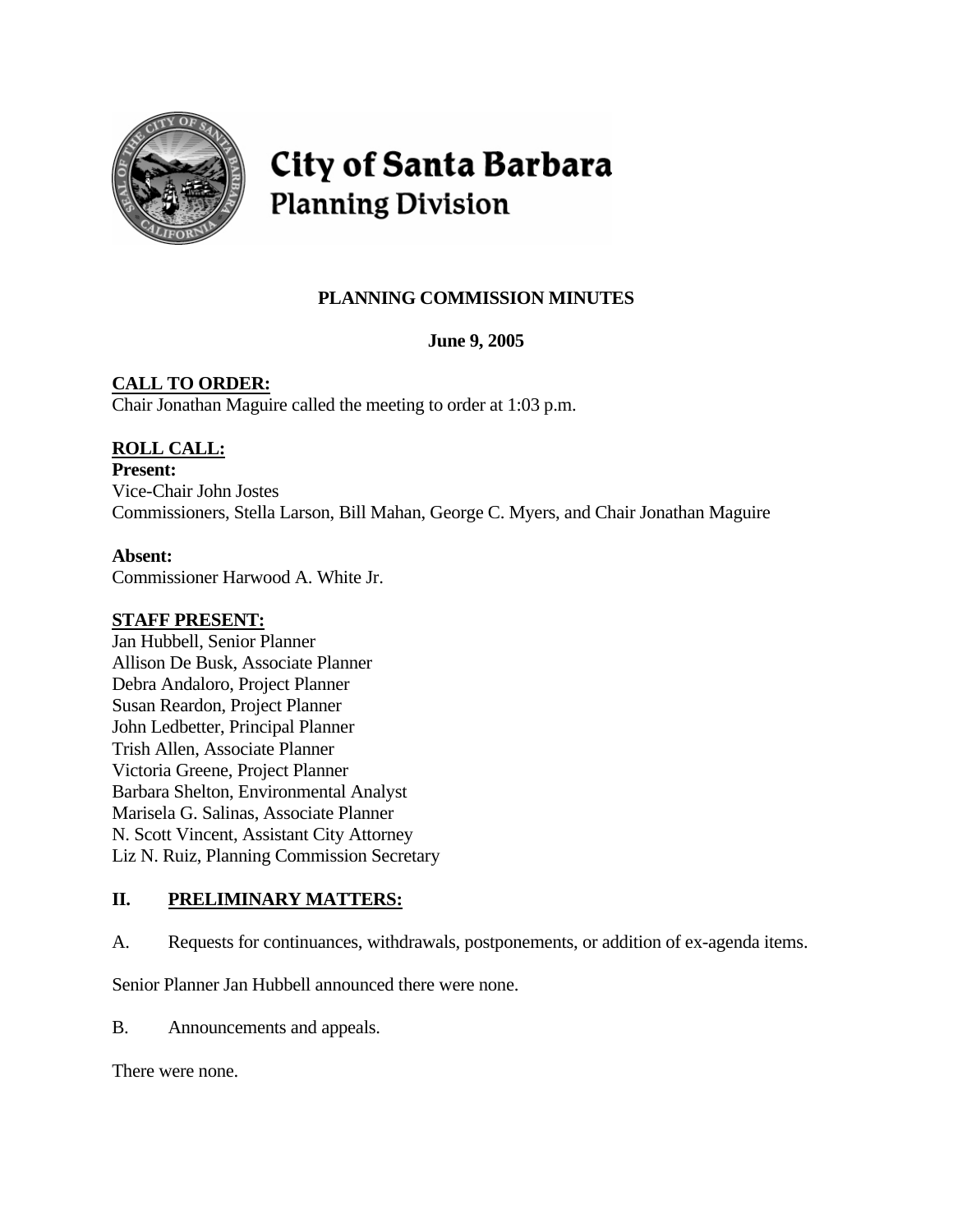# City of Santa Barbara
## Planning Division

**PLANNING COMMISSION MINUTES**

**June 9, 2005**

**CALL TO ORDER:**
Chair Jonathan Maguire called the meeting to order at 1:03 p.m.

**ROLL CALL:**
**Present:**
Vice-Chair John Jostes
Commissioners, Stella Larson, Bill Mahan, George C. Myers, and Chair Jonathan Maguire

**Absent:**
Commissioner Harwood A. White Jr.

**STAFF PRESENT:**
Jan Hubbell, Senior Planner
Allison De Busk, Associate Planner
Debra Andaloro, Project Planner
Susan Reardon, Project Planner
John Ledbetter, Principal Planner
Trish Allen, Associate Planner
Victoria Greene, Project Planner
Barbara Shelton, Environmental Analyst
Marisela G. Salinas, Associate Planner
N. Scott Vincent, Assistant City Attorney
Liz N. Ruiz, Planning Commission Secretary

## II. PRELIMINARY MATTERS:

A. Requests for continuances, withdrawals, postponements, or addition of ex-agenda items.

Senior Planner Jan Hubbell announced there were none.

B. Announcements and appeals.

There were none.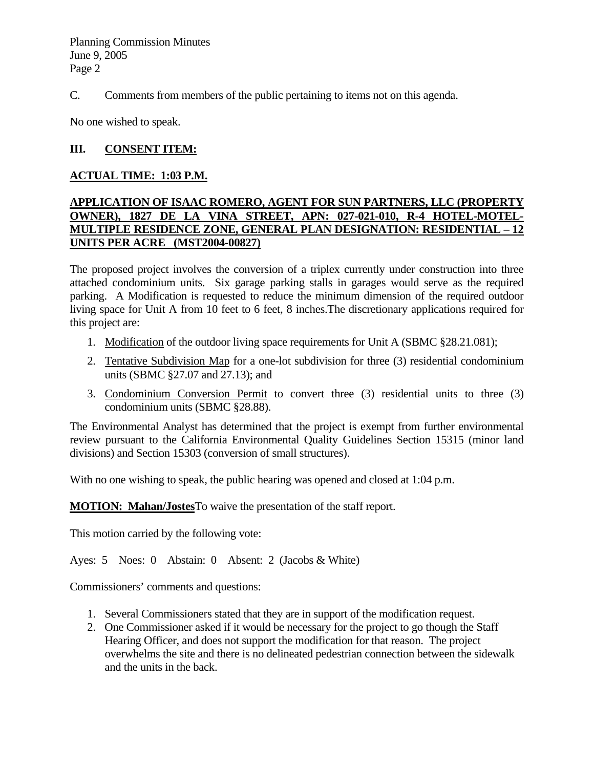C. Comments from members of the public pertaining to items not on this agenda.

No one wished to speak.

## III. CONSENT ITEM:

**ACTUAL TIME: 1:03 P.M.**

**APPLICATION OF ISAAC ROMERO, AGENT FOR SUN PARTNERS, LLC (PROPERTY OWNER), 1827 DE LA VINA STREET, APN: 027-021-010, R-4 HOTEL-MOTEL-MULTIPLE RESIDENCE ZONE, GENERAL PLAN DESIGNATION: RESIDENTIAL – 12 UNITS PER ACRE (MST2004-00827)**

The proposed project involves the conversion of a triplex currently under construction into three attached condominium units. Six garage parking stalls in garages would serve as the required parking. A Modification is requested to reduce the minimum dimension of the required outdoor living space for Unit A from 10 feet to 6 feet, 8 inches.The discretionary applications required for this project are:

1. Modification of the outdoor living space requirements for Unit A (SBMC §28.21.081);
2. Tentative Subdivision Map for a one-lot subdivision for three (3) residential condominium units (SBMC §27.07 and 27.13); and
3. Condominium Conversion Permit to convert three (3) residential units to three (3) condominium units (SBMC §28.88).

The Environmental Analyst has determined that the project is exempt from further environmental review pursuant to the California Environmental Quality Guidelines Section 15315 (minor land divisions) and Section 15303 (conversion of small structures).

With no one wishing to speak, the public hearing was opened and closed at 1:04 p.m.

**MOTION: Mahan/Jostes** To waive the presentation of the staff report.

This motion carried by the following vote:

Ayes: 5 Noes: 0 Abstain: 0 Absent: 2 (Jacobs & White)

Commissioners' comments and questions:

1. Several Commissioners stated that they are in support of the modification request.
2. One Commissioner asked if it would be necessary for the project to go though the Staff Hearing Officer, and does not support the modification for that reason. The project overwhelms the site and there is no delineated pedestrian connection between the sidewalk and the units in the back.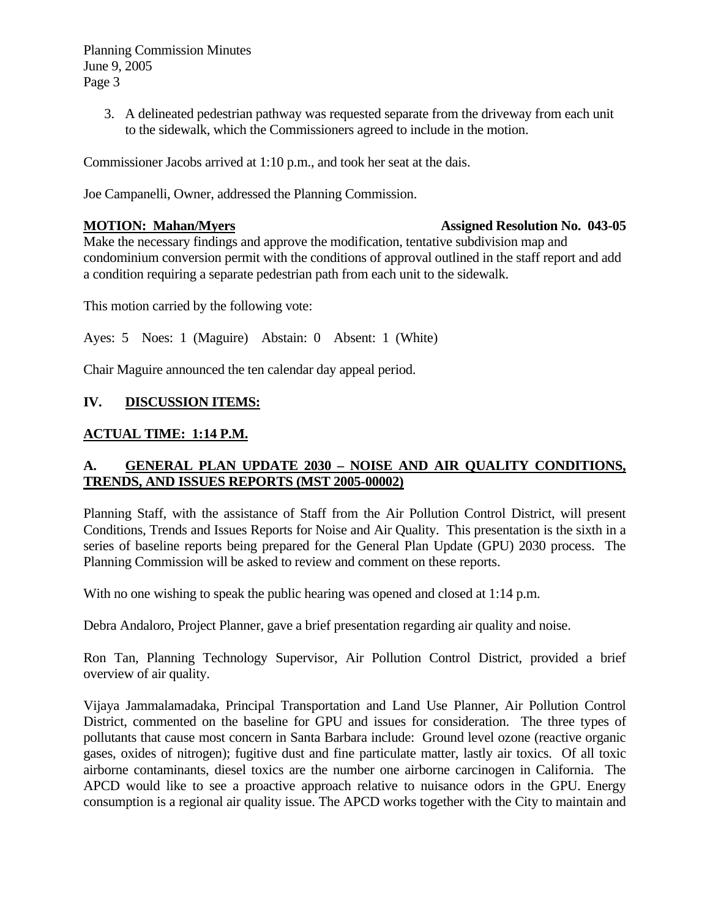3. A delineated pedestrian pathway was requested separate from the driveway from each unit to the sidewalk, which the Commissioners agreed to include in the motion.

Commissioner Jacobs arrived at 1:10 p.m., and took her seat at the dais.

Joe Campanelli, Owner, addressed the Planning Commission.

**MOTION: Mahan/Myers** **Assigned Resolution No. 043-05**

Make the necessary findings and approve the modification, tentative subdivision map and condominium conversion permit with the conditions of approval outlined in the staff report and add a condition requiring a separate pedestrian path from each unit to the sidewalk.

This motion carried by the following vote:

Ayes: 5 Noes: 1 (Maguire) Abstain: 0 Absent: 1 (White)

Chair Maguire announced the ten calendar day appeal period.

## IV. DISCUSSION ITEMS:

**ACTUAL TIME: 1:14 P.M.**

### A. GENERAL PLAN UPDATE 2030 – NOISE AND AIR QUALITY CONDITIONS, TRENDS, AND ISSUES REPORTS (MST 2005-00002)

Planning Staff, with the assistance of Staff from the Air Pollution Control District, will present Conditions, Trends and Issues Reports for Noise and Air Quality. This presentation is the sixth in a series of baseline reports being prepared for the General Plan Update (GPU) 2030 process. The Planning Commission will be asked to review and comment on these reports.

With no one wishing to speak the public hearing was opened and closed at 1:14 p.m.

Debra Andaloro, Project Planner, gave a brief presentation regarding air quality and noise.

Ron Tan, Planning Technology Supervisor, Air Pollution Control District, provided a brief overview of air quality.

Vijaya Jammalamadaka, Principal Transportation and Land Use Planner, Air Pollution Control District, commented on the baseline for GPU and issues for consideration. The three types of pollutants that cause most concern in Santa Barbara include: Ground level ozone (reactive organic gases, oxides of nitrogen); fugitive dust and fine particulate matter, lastly air toxics. Of all toxic airborne contaminants, diesel toxics are the number one airborne carcinogen in California. The APCD would like to see a proactive approach relative to nuisance odors in the GPU. Energy consumption is a regional air quality issue. The APCD works together with the City to maintain and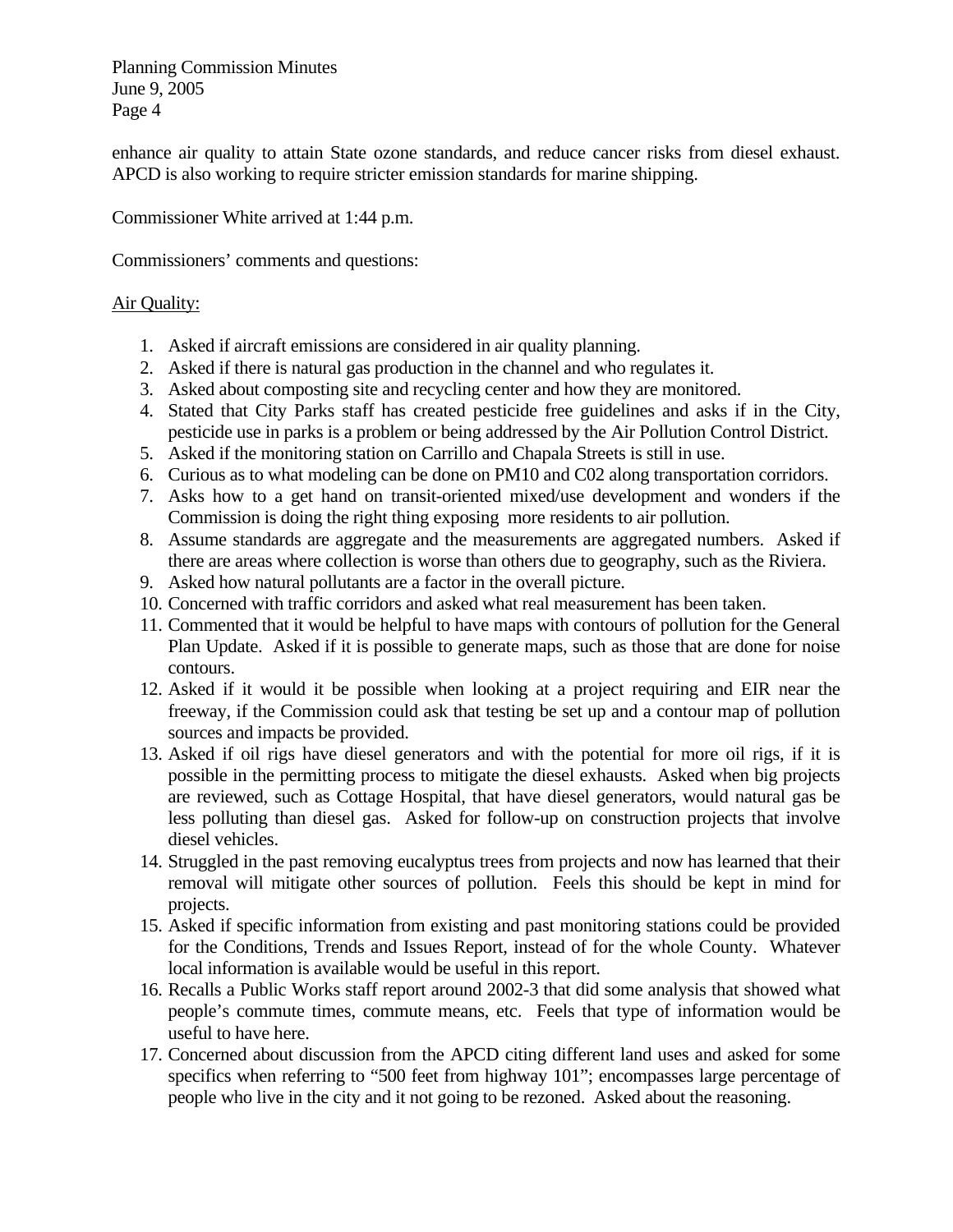enhance air quality to attain State ozone standards, and reduce cancer risks from diesel exhaust. APCD is also working to require stricter emission standards for marine shipping.

Commissioner White arrived at 1:44 p.m.

Commissioners' comments and questions:

Air Quality:

1. Asked if aircraft emissions are considered in air quality planning.
2. Asked if there is natural gas production in the channel and who regulates it.
3. Asked about composting site and recycling center and how they are monitored.
4. Stated that City Parks staff has created pesticide free guidelines and asks if in the City, pesticide use in parks is a problem or being addressed by the Air Pollution Control District.
5. Asked if the monitoring station on Carrillo and Chapala Streets is still in use.
6. Curious as to what modeling can be done on PM10 and C02 along transportation corridors.
7. Asks how to a get hand on transit-oriented mixed/use development and wonders if the Commission is doing the right thing exposing more residents to air pollution.
8. Assume standards are aggregate and the measurements are aggregated numbers. Asked if there are areas where collection is worse than others due to geography, such as the Riviera.
9. Asked how natural pollutants are a factor in the overall picture.
10. Concerned with traffic corridors and asked what real measurement has been taken.
11. Commented that it would be helpful to have maps with contours of pollution for the General Plan Update. Asked if it is possible to generate maps, such as those that are done for noise contours.
12. Asked if it would it be possible when looking at a project requiring and EIR near the freeway, if the Commission could ask that testing be set up and a contour map of pollution sources and impacts be provided.
13. Asked if oil rigs have diesel generators and with the potential for more oil rigs, if it is possible in the permitting process to mitigate the diesel exhausts. Asked when big projects are reviewed, such as Cottage Hospital, that have diesel generators, would natural gas be less polluting than diesel gas. Asked for follow-up on construction projects that involve diesel vehicles.
14. Struggled in the past removing eucalyptus trees from projects and now has learned that their removal will mitigate other sources of pollution. Feels this should be kept in mind for projects.
15. Asked if specific information from existing and past monitoring stations could be provided for the Conditions, Trends and Issues Report, instead of for the whole County. Whatever local information is available would be useful in this report.
16. Recalls a Public Works staff report around 2002-3 that did some analysis that showed what people's commute times, commute means, etc. Feels that type of information would be useful to have here.
17. Concerned about discussion from the APCD citing different land uses and asked for some specifics when referring to "500 feet from highway 101"; encompasses large percentage of people who live in the city and it not going to be rezoned. Asked about the reasoning.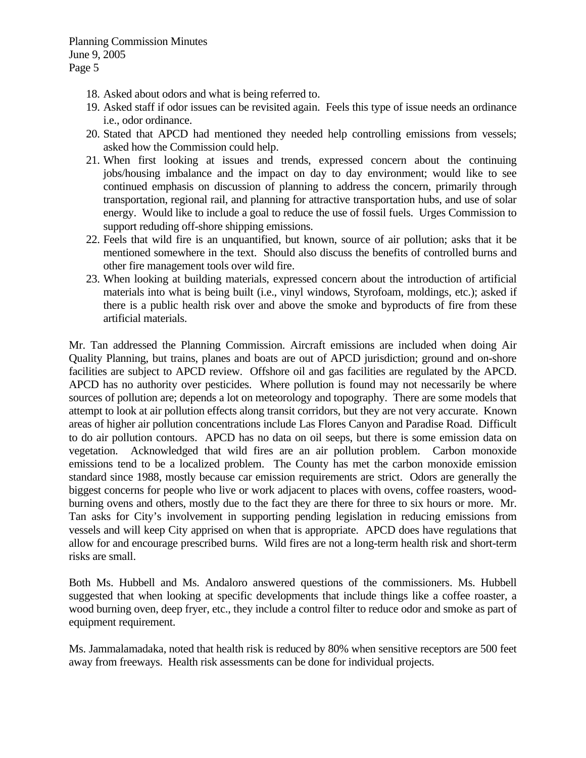18. Asked about odors and what is being referred to.
19. Asked staff if odor issues can be revisited again. Feels this type of issue needs an ordinance i.e., odor ordinance.
20. Stated that APCD had mentioned they needed help controlling emissions from vessels; asked how the Commission could help.
21. When first looking at issues and trends, expressed concern about the continuing jobs/housing imbalance and the impact on day to day environment; would like to see continued emphasis on discussion of planning to address the concern, primarily through transportation, regional rail, and planning for attractive transportation hubs, and use of solar energy. Would like to include a goal to reduce the use of fossil fuels. Urges Commission to support reduding off-shore shipping emissions.
22. Feels that wild fire is an unquantified, but known, source of air pollution; asks that it be mentioned somewhere in the text. Should also discuss the benefits of controlled burns and other fire management tools over wild fire.
23. When looking at building materials, expressed concern about the introduction of artificial materials into what is being built (i.e., vinyl windows, Styrofoam, moldings, etc.); asked if there is a public health risk over and above the smoke and byproducts of fire from these artificial materials.

Mr. Tan addressed the Planning Commission. Aircraft emissions are included when doing Air Quality Planning, but trains, planes and boats are out of APCD jurisdiction; ground and on-shore facilities are subject to APCD review. Offshore oil and gas facilities are regulated by the APCD. APCD has no authority over pesticides. Where pollution is found may not necessarily be where sources of pollution are; depends a lot on meteorology and topography. There are some models that attempt to look at air pollution effects along transit corridors, but they are not very accurate. Known areas of higher air pollution concentrations include Las Flores Canyon and Paradise Road. Difficult to do air pollution contours. APCD has no data on oil seeps, but there is some emission data on vegetation. Acknowledged that wild fires are an air pollution problem. Carbon monoxide emissions tend to be a localized problem. The County has met the carbon monoxide emission standard since 1988, mostly because car emission requirements are strict. Odors are generally the biggest concerns for people who live or work adjacent to places with ovens, coffee roasters, wood-burning ovens and others, mostly due to the fact they are there for three to six hours or more. Mr. Tan asks for City's involvement in supporting pending legislation in reducing emissions from vessels and will keep City apprised on when that is appropriate. APCD does have regulations that allow for and encourage prescribed burns. Wild fires are not a long-term health risk and short-term risks are small.

Both Ms. Hubbell and Ms. Andaloro answered questions of the commissioners. Ms. Hubbell suggested that when looking at specific developments that include things like a coffee roaster, a wood burning oven, deep fryer, etc., they include a control filter to reduce odor and smoke as part of equipment requirement.

Ms. Jammalamadaka, noted that health risk is reduced by 80% when sensitive receptors are 500 feet away from freeways. Health risk assessments can be done for individual projects.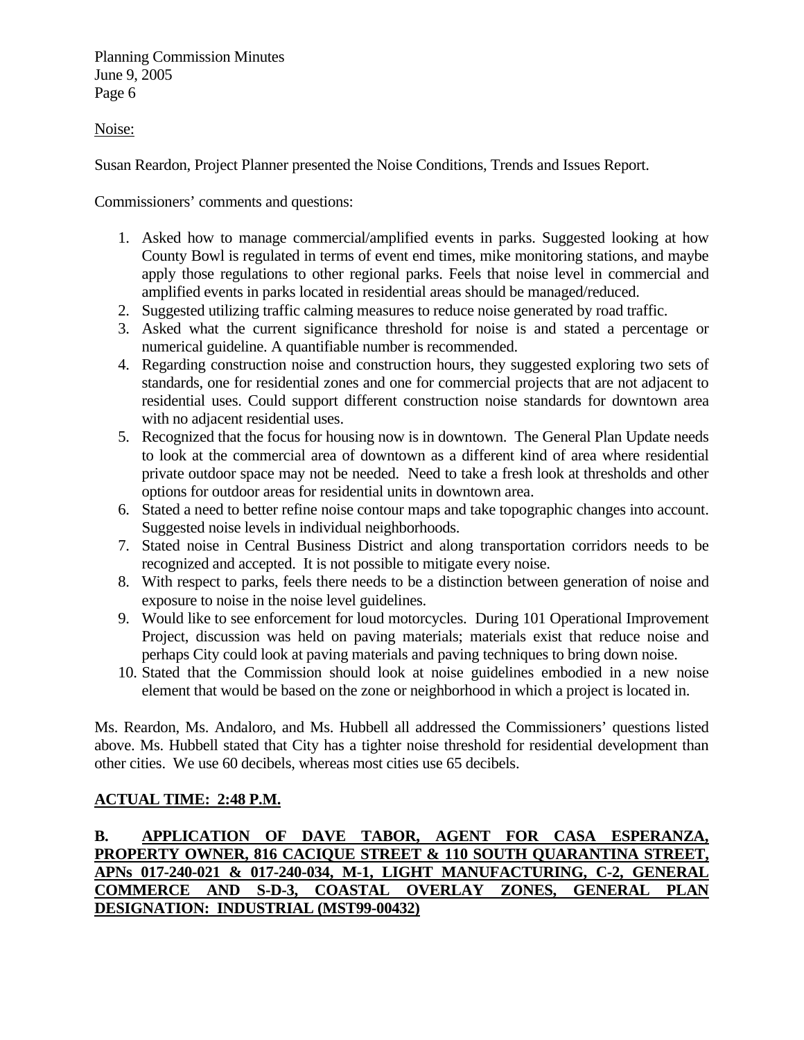Noise:

Susan Reardon, Project Planner presented the Noise Conditions, Trends and Issues Report.

Commissioners' comments and questions:

1. Asked how to manage commercial/amplified events in parks. Suggested looking at how County Bowl is regulated in terms of event end times, mike monitoring stations, and maybe apply those regulations to other regional parks. Feels that noise level in commercial and amplified events in parks located in residential areas should be managed/reduced.
2. Suggested utilizing traffic calming measures to reduce noise generated by road traffic.
3. Asked what the current significance threshold for noise is and stated a percentage or numerical guideline. A quantifiable number is recommended.
4. Regarding construction noise and construction hours, they suggested exploring two sets of standards, one for residential zones and one for commercial projects that are not adjacent to residential uses. Could support different construction noise standards for downtown area with no adjacent residential uses.
5. Recognized that the focus for housing now is in downtown. The General Plan Update needs to look at the commercial area of downtown as a different kind of area where residential private outdoor space may not be needed. Need to take a fresh look at thresholds and other options for outdoor areas for residential units in downtown area.
6. Stated a need to better refine noise contour maps and take topographic changes into account. Suggested noise levels in individual neighborhoods.
7. Stated noise in Central Business District and along transportation corridors needs to be recognized and accepted. It is not possible to mitigate every noise.
8. With respect to parks, feels there needs to be a distinction between generation of noise and exposure to noise in the noise level guidelines.
9. Would like to see enforcement for loud motorcycles. During 101 Operational Improvement Project, discussion was held on paving materials; materials exist that reduce noise and perhaps City could look at paving materials and paving techniques to bring down noise.
10. Stated that the Commission should look at noise guidelines embodied in a new noise element that would be based on the zone or neighborhood in which a project is located in.

Ms. Reardon, Ms. Andaloro, and Ms. Hubbell all addressed the Commissioners' questions listed above. Ms. Hubbell stated that City has a tighter noise threshold for residential development than other cities. We use 60 decibels, whereas most cities use 65 decibels.

**ACTUAL TIME: 2:48 P.M.**

**B. APPLICATION OF DAVE TABOR, AGENT FOR CASA ESPERANZA, PROPERTY OWNER, 816 CACIQUE STREET & 110 SOUTH QUARANTINA STREET, APNs 017-240-021 & 017-240-034, M-1, LIGHT MANUFACTURING, C-2, GENERAL COMMERCE AND S-D-3, COASTAL OVERLAY ZONES, GENERAL PLAN DESIGNATION: INDUSTRIAL (MST99-00432)**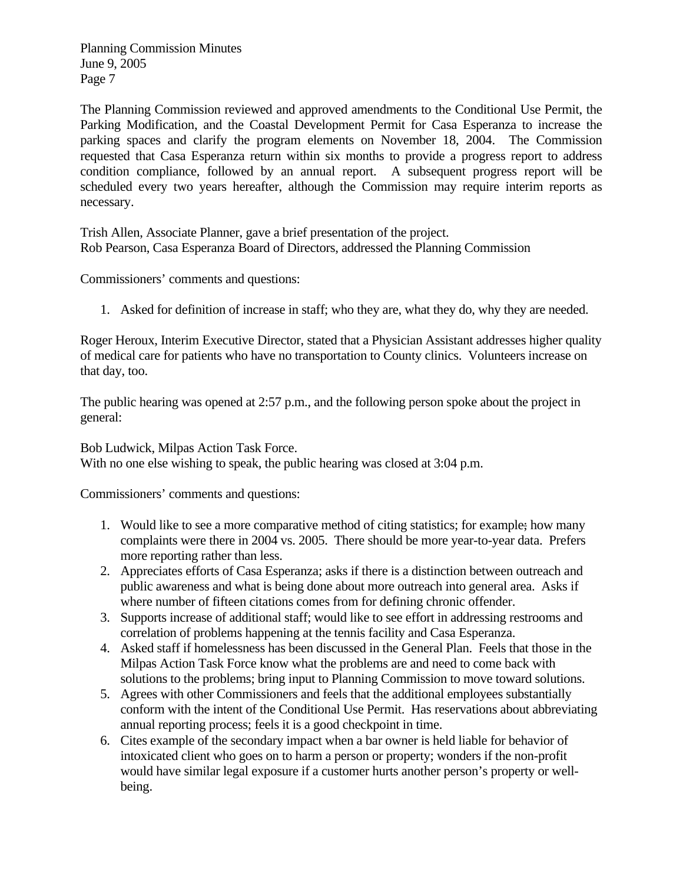The Planning Commission reviewed and approved amendments to the Conditional Use Permit, the Parking Modification, and the Coastal Development Permit for Casa Esperanza to increase the parking spaces and clarify the program elements on November 18, 2004. The Commission requested that Casa Esperanza return within six months to provide a progress report to address condition compliance, followed by an annual report. A subsequent progress report will be scheduled every two years hereafter, although the Commission may require interim reports as necessary.

Trish Allen, Associate Planner, gave a brief presentation of the project.
Rob Pearson, Casa Esperanza Board of Directors, addressed the Planning Commission

Commissioners' comments and questions:

1. Asked for definition of increase in staff; who they are, what they do, why they are needed.

Roger Heroux, Interim Executive Director, stated that a Physician Assistant addresses higher quality of medical care for patients who have no transportation to County clinics. Volunteers increase on that day, too.

The public hearing was opened at 2:57 p.m., and the following person spoke about the project in general:

Bob Ludwick, Milpas Action Task Force.
With no one else wishing to speak, the public hearing was closed at 3:04 p.m.

Commissioners' comments and questions:

1. Would like to see a more comparative method of citing statistics; for example; how many complaints were there in 2004 vs. 2005. There should be more year-to-year data. Prefers more reporting rather than less.
2. Appreciates efforts of Casa Esperanza; asks if there is a distinction between outreach and public awareness and what is being done about more outreach into general area. Asks if where number of fifteen citations comes from for defining chronic offender.
3. Supports increase of additional staff; would like to see effort in addressing restrooms and correlation of problems happening at the tennis facility and Casa Esperanza.
4. Asked staff if homelessness has been discussed in the General Plan. Feels that those in the Milpas Action Task Force know what the problems are and need to come back with solutions to the problems; bring input to Planning Commission to move toward solutions.
5. Agrees with other Commissioners and feels that the additional employees substantially conform with the intent of the Conditional Use Permit. Has reservations about abbreviating annual reporting process; feels it is a good checkpoint in time.
6. Cites example of the secondary impact when a bar owner is held liable for behavior of intoxicated client who goes on to harm a person or property; wonders if the non-profit would have similar legal exposure if a customer hurts another person's property or well-being.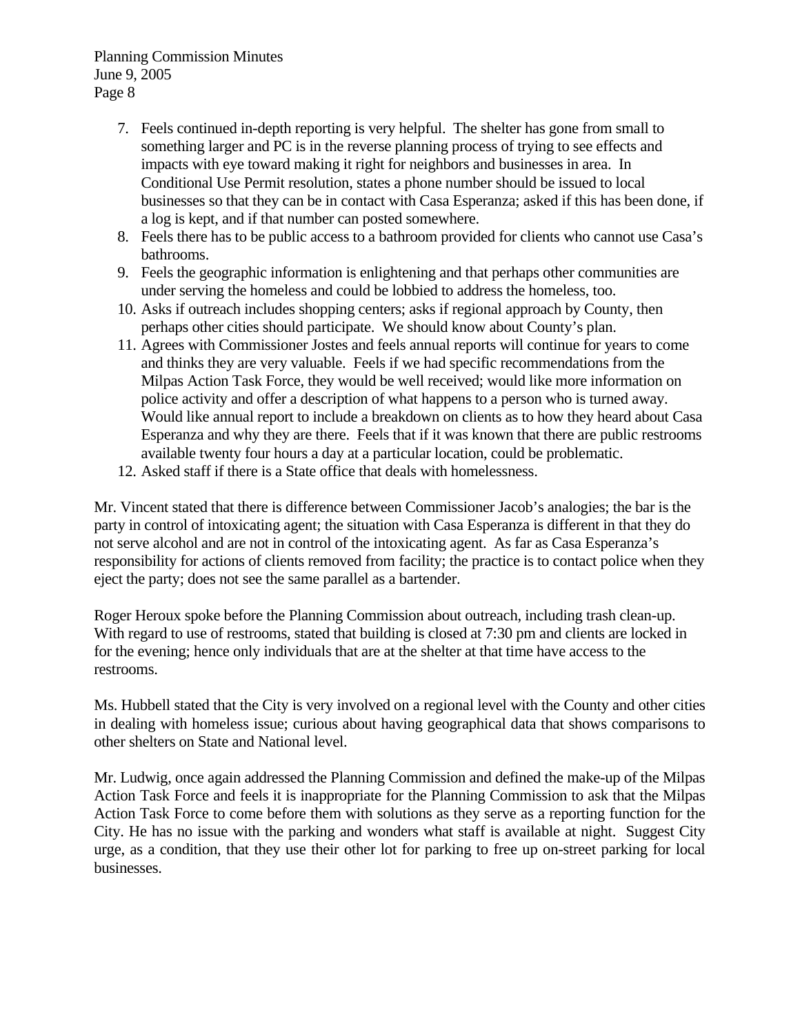7. Feels continued in-depth reporting is very helpful. The shelter has gone from small to something larger and PC is in the reverse planning process of trying to see effects and impacts with eye toward making it right for neighbors and businesses in area. In Conditional Use Permit resolution, states a phone number should be issued to local businesses so that they can be in contact with Casa Esperanza; asked if this has been done, if a log is kept, and if that number can posted somewhere.
8. Feels there has to be public access to a bathroom provided for clients who cannot use Casa's bathrooms.
9. Feels the geographic information is enlightening and that perhaps other communities are under serving the homeless and could be lobbied to address the homeless, too.
10. Asks if outreach includes shopping centers; asks if regional approach by County, then perhaps other cities should participate. We should know about County's plan.
11. Agrees with Commissioner Jostes and feels annual reports will continue for years to come and thinks they are very valuable. Feels if we had specific recommendations from the Milpas Action Task Force, they would be well received; would like more information on police activity and offer a description of what happens to a person who is turned away. Would like annual report to include a breakdown on clients as to how they heard about Casa Esperanza and why they are there. Feels that if it was known that there are public restrooms available twenty four hours a day at a particular location, could be problematic.
12. Asked staff if there is a State office that deals with homelessness.

Mr. Vincent stated that there is difference between Commissioner Jacob's analogies; the bar is the party in control of intoxicating agent; the situation with Casa Esperanza is different in that they do not serve alcohol and are not in control of the intoxicating agent. As far as Casa Esperanza's responsibility for actions of clients removed from facility; the practice is to contact police when they eject the party; does not see the same parallel as a bartender.

Roger Heroux spoke before the Planning Commission about outreach, including trash clean-up. With regard to use of restrooms, stated that building is closed at 7:30 pm and clients are locked in for the evening; hence only individuals that are at the shelter at that time have access to the restrooms.

Ms. Hubbell stated that the City is very involved on a regional level with the County and other cities in dealing with homeless issue; curious about having geographical data that shows comparisons to other shelters on State and National level.

Mr. Ludwig, once again addressed the Planning Commission and defined the make-up of the Milpas Action Task Force and feels it is inappropriate for the Planning Commission to ask that the Milpas Action Task Force to come before them with solutions as they serve as a reporting function for the City. He has no issue with the parking and wonders what staff is available at night. Suggest City urge, as a condition, that they use their other lot for parking to free up on-street parking for local businesses.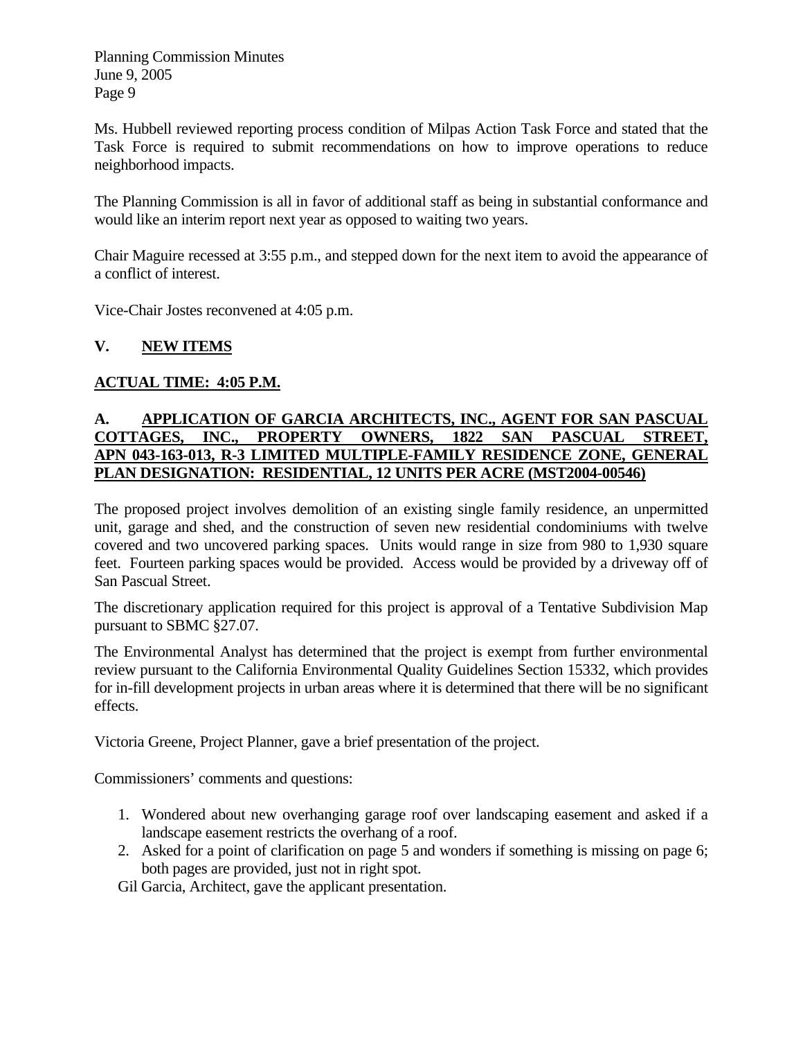Ms. Hubbell reviewed reporting process condition of Milpas Action Task Force and stated that the Task Force is required to submit recommendations on how to improve operations to reduce neighborhood impacts.

The Planning Commission is all in favor of additional staff as being in substantial conformance and would like an interim report next year as opposed to waiting two years.

Chair Maguire recessed at 3:55 p.m., and stepped down for the next item to avoid the appearance of a conflict of interest.

Vice-Chair Jostes reconvened at 4:05 p.m.

## V. NEW ITEMS

**ACTUAL TIME: 4:05 P.M.**

### A. APPLICATION OF GARCIA ARCHITECTS, INC., AGENT FOR SAN PASCUAL COTTAGES, INC., PROPERTY OWNERS, 1822 SAN PASCUAL STREET, APN 043-163-013, R-3 LIMITED MULTIPLE-FAMILY RESIDENCE ZONE, GENERAL PLAN DESIGNATION: RESIDENTIAL, 12 UNITS PER ACRE (MST2004-00546)

The proposed project involves demolition of an existing single family residence, an unpermitted unit, garage and shed, and the construction of seven new residential condominiums with twelve covered and two uncovered parking spaces. Units would range in size from 980 to 1,930 square feet. Fourteen parking spaces would be provided. Access would be provided by a driveway off of San Pascual Street.

The discretionary application required for this project is approval of a Tentative Subdivision Map pursuant to SBMC §27.07.

The Environmental Analyst has determined that the project is exempt from further environmental review pursuant to the California Environmental Quality Guidelines Section 15332, which provides for in-fill development projects in urban areas where it is determined that there will be no significant effects.

Victoria Greene, Project Planner, gave a brief presentation of the project.

Commissioners' comments and questions:

1. Wondered about new overhanging garage roof over landscaping easement and asked if a landscape easement restricts the overhang of a roof.
2. Asked for a point of clarification on page 5 and wonders if something is missing on page 6; both pages are provided, just not in right spot.

Gil Garcia, Architect, gave the applicant presentation.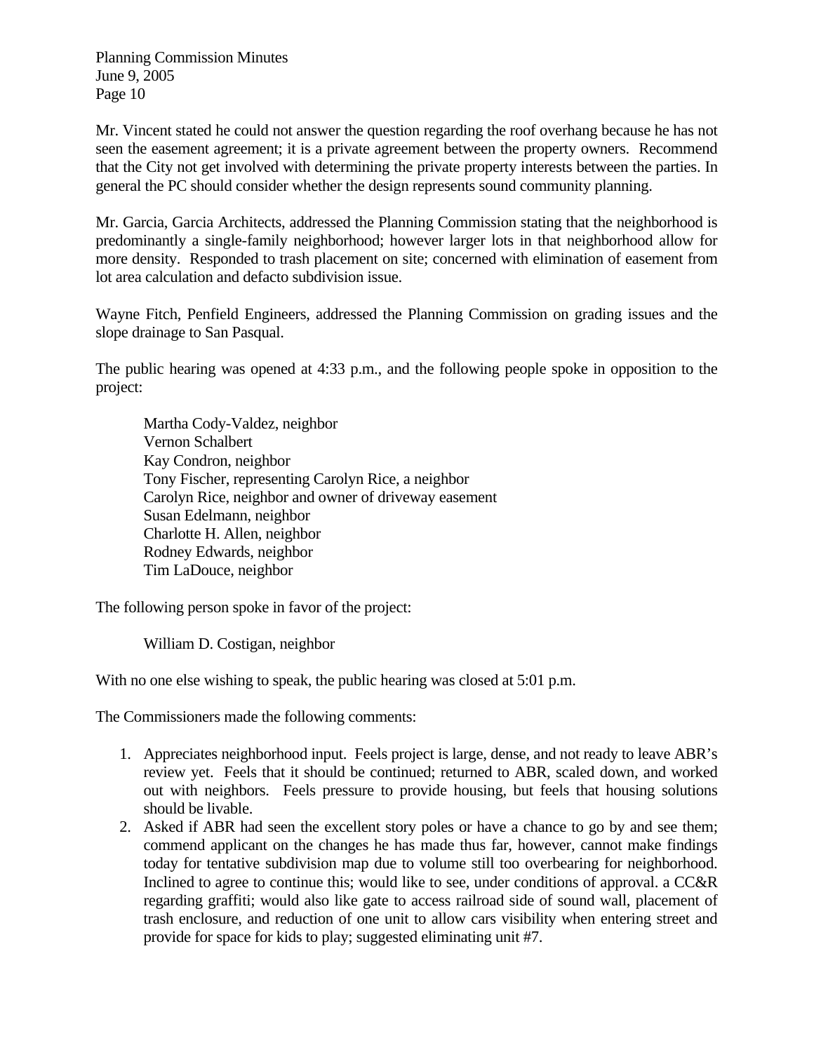Mr. Vincent stated he could not answer the question regarding the roof overhang because he has not seen the easement agreement; it is a private agreement between the property owners. Recommend that the City not get involved with determining the private property interests between the parties. In general the PC should consider whether the design represents sound community planning.

Mr. Garcia, Garcia Architects, addressed the Planning Commission stating that the neighborhood is predominantly a single-family neighborhood; however larger lots in that neighborhood allow for more density. Responded to trash placement on site; concerned with elimination of easement from lot area calculation and defacto subdivision issue.

Wayne Fitch, Penfield Engineers, addressed the Planning Commission on grading issues and the slope drainage to San Pasqual.

The public hearing was opened at 4:33 p.m., and the following people spoke in opposition to the project:

Martha Cody-Valdez, neighbor
Vernon Schalbert
Kay Condron, neighbor
Tony Fischer, representing Carolyn Rice, a neighbor
Carolyn Rice, neighbor and owner of driveway easement
Susan Edelmann, neighbor
Charlotte H. Allen, neighbor
Rodney Edwards, neighbor
Tim LaDouce, neighbor

The following person spoke in favor of the project:

William D. Costigan, neighbor

With no one else wishing to speak, the public hearing was closed at 5:01 p.m.

The Commissioners made the following comments:

1. Appreciates neighborhood input. Feels project is large, dense, and not ready to leave ABR's review yet. Feels that it should be continued; returned to ABR, scaled down, and worked out with neighbors. Feels pressure to provide housing, but feels that housing solutions should be livable.
2. Asked if ABR had seen the excellent story poles or have a chance to go by and see them; commend applicant on the changes he has made thus far, however, cannot make findings today for tentative subdivision map due to volume still too overbearing for neighborhood. Inclined to agree to continue this; would like to see, under conditions of approval. a CC&R regarding graffiti; would also like gate to access railroad side of sound wall, placement of trash enclosure, and reduction of one unit to allow cars visibility when entering street and provide for space for kids to play; suggested eliminating unit #7.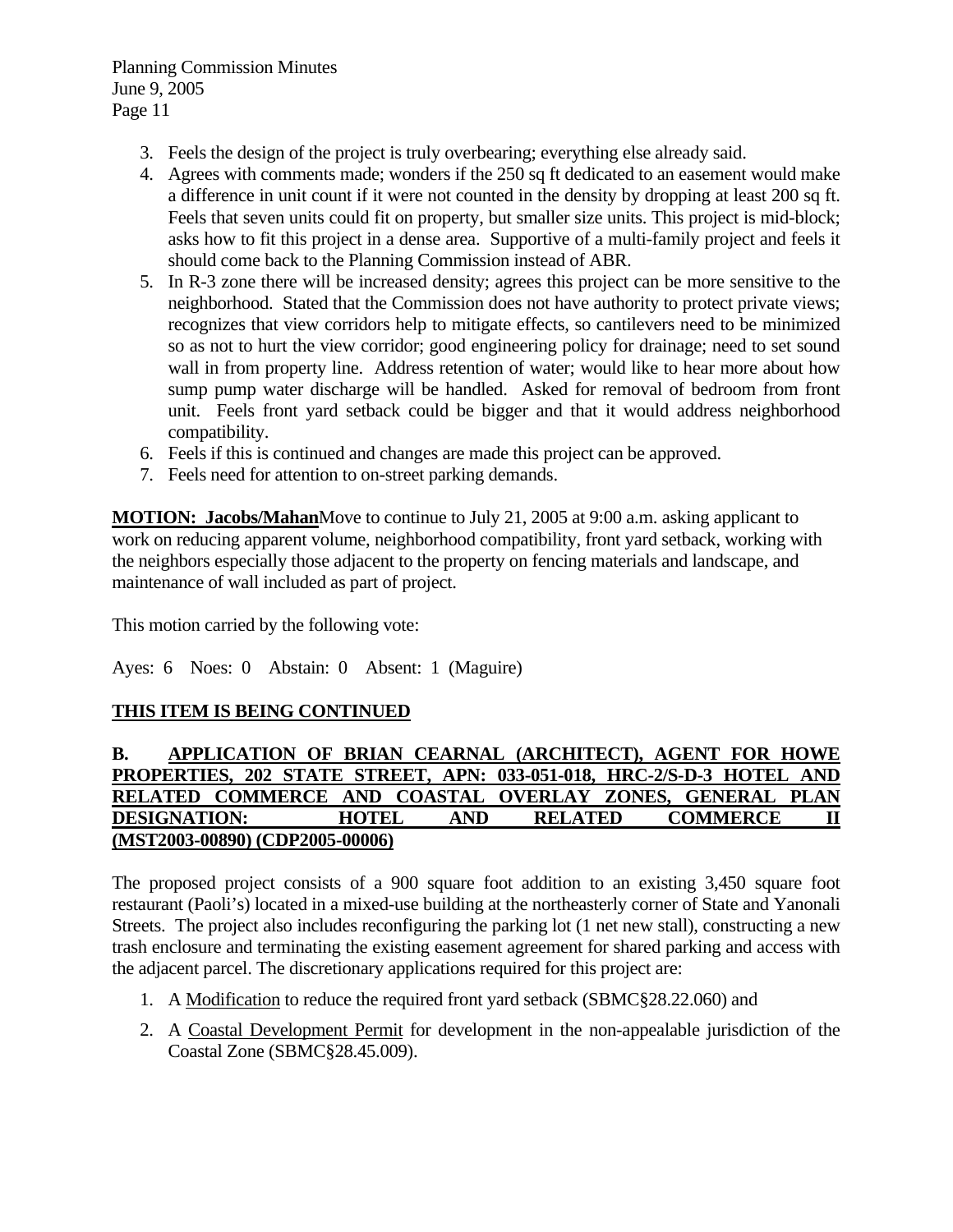3. Feels the design of the project is truly overbearing; everything else already said.
4. Agrees with comments made; wonders if the 250 sq ft dedicated to an easement would make a difference in unit count if it were not counted in the density by dropping at least 200 sq ft. Feels that seven units could fit on property, but smaller size units. This project is mid-block; asks how to fit this project in a dense area. Supportive of a multi-family project and feels it should come back to the Planning Commission instead of ABR.
5. In R-3 zone there will be increased density; agrees this project can be more sensitive to the neighborhood. Stated that the Commission does not have authority to protect private views; recognizes that view corridors help to mitigate effects, so cantilevers need to be minimized so as not to hurt the view corridor; good engineering policy for drainage; need to set sound wall in from property line. Address retention of water; would like to hear more about how sump pump water discharge will be handled. Asked for removal of bedroom from front unit. Feels front yard setback could be bigger and that it would address neighborhood compatibility.
6. Feels if this is continued and changes are made this project can be approved.
7. Feels need for attention to on-street parking demands.

**MOTION: Jacobs/Mahan** Move to continue to July 21, 2005 at 9:00 a.m. asking applicant to work on reducing apparent volume, neighborhood compatibility, front yard setback, working with the neighbors especially those adjacent to the property on fencing materials and landscape, and maintenance of wall included as part of project.

This motion carried by the following vote:

Ayes: 6 Noes: 0 Abstain: 0 Absent: 1 (Maguire)

**THIS ITEM IS BEING CONTINUED**

**B. APPLICATION OF BRIAN CEARNAL (ARCHITECT), AGENT FOR HOWE PROPERTIES, 202 STATE STREET, APN: 033-051-018, HRC-2/S-D-3 HOTEL AND RELATED COMMERCE AND COASTAL OVERLAY ZONES, GENERAL PLAN DESIGNATION: HOTEL AND RELATED COMMERCE II (MST2003-00890) (CDP2005-00006)**

The proposed project consists of a 900 square foot addition to an existing 3,450 square foot restaurant (Paoli's) located in a mixed-use building at the northeasterly corner of State and Yanonali Streets. The project also includes reconfiguring the parking lot (1 net new stall), constructing a new trash enclosure and terminating the existing easement agreement for shared parking and access with the adjacent parcel. The discretionary applications required for this project are:

1. A Modification to reduce the required front yard setback (SBMC§28.22.060) and
2. A Coastal Development Permit for development in the non-appealable jurisdiction of the Coastal Zone (SBMC§28.45.009).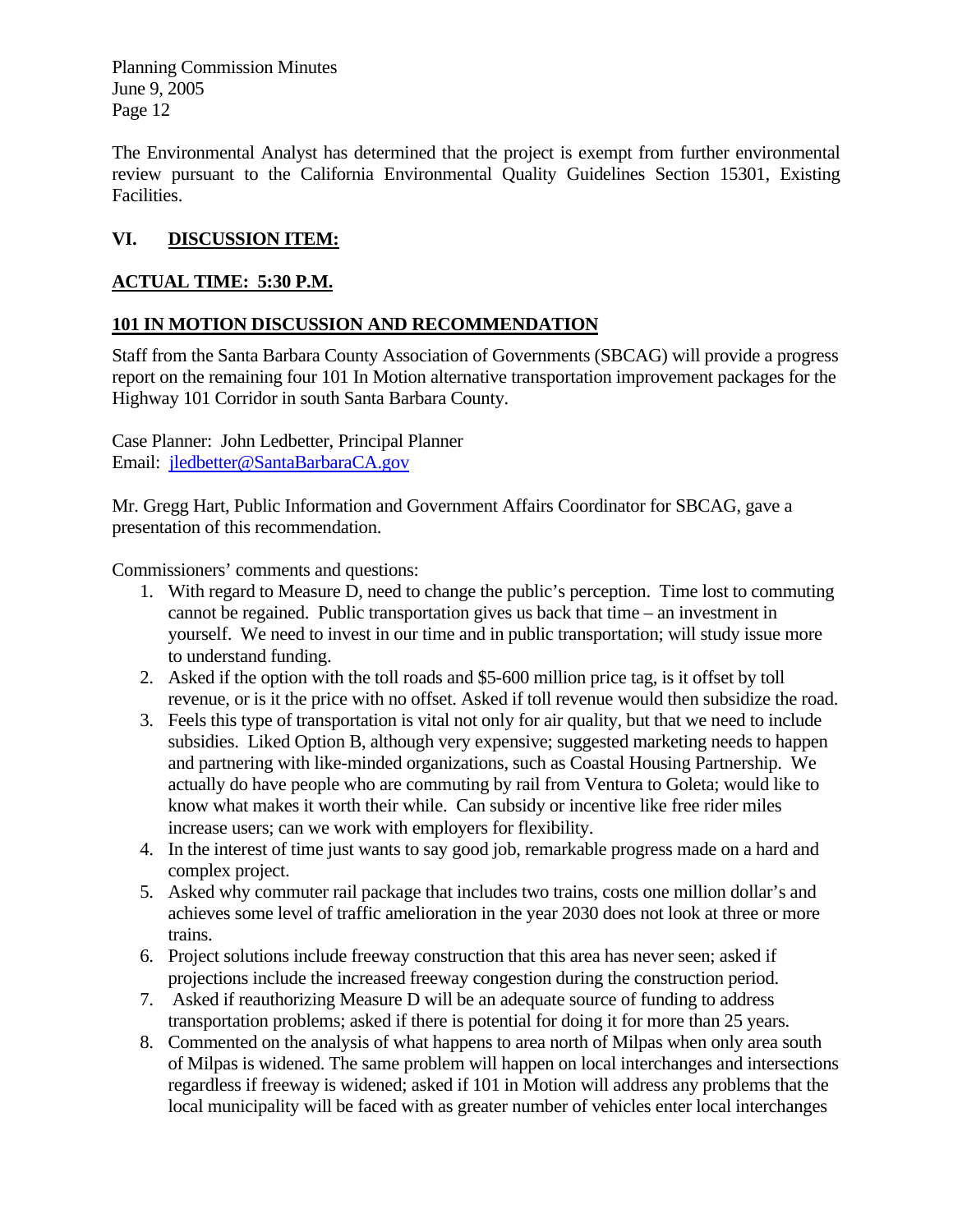The Environmental Analyst has determined that the project is exempt from further environmental review pursuant to the California Environmental Quality Guidelines Section 15301, Existing Facilities.

## VI. DISCUSSION ITEM:

**ACTUAL TIME: 5:30 P.M.**

**101 IN MOTION DISCUSSION AND RECOMMENDATION**

Staff from the Santa Barbara County Association of Governments (SBCAG) will provide a progress report on the remaining four 101 In Motion alternative transportation improvement packages for the Highway 101 Corridor in south Santa Barbara County.

Case Planner: John Ledbetter, Principal Planner
Email: jledbetter@SantaBarbaraCA.gov

Mr. Gregg Hart, Public Information and Government Affairs Coordinator for SBCAG, gave a presentation of this recommendation.

Commissioners' comments and questions:

1. With regard to Measure D, need to change the public's perception. Time lost to commuting cannot be regained. Public transportation gives us back that time – an investment in yourself. We need to invest in our time and in public transportation; will study issue more to understand funding.
2. Asked if the option with the toll roads and $5-600 million price tag, is it offset by toll revenue, or is it the price with no offset. Asked if toll revenue would then subsidize the road.
3. Feels this type of transportation is vital not only for air quality, but that we need to include subsidies. Liked Option B, although very expensive; suggested marketing needs to happen and partnering with like-minded organizations, such as Coastal Housing Partnership. We actually do have people who are commuting by rail from Ventura to Goleta; would like to know what makes it worth their while. Can subsidy or incentive like free rider miles increase users; can we work with employers for flexibility.
4. In the interest of time just wants to say good job, remarkable progress made on a hard and complex project.
5. Asked why commuter rail package that includes two trains, costs one million dollar's and achieves some level of traffic amelioration in the year 2030 does not look at three or more trains.
6. Project solutions include freeway construction that this area has never seen; asked if projections include the increased freeway congestion during the construction period.
7. Asked if reauthorizing Measure D will be an adequate source of funding to address transportation problems; asked if there is potential for doing it for more than 25 years.
8. Commented on the analysis of what happens to area north of Milpas when only area south of Milpas is widened. The same problem will happen on local interchanges and intersections regardless if freeway is widened; asked if 101 in Motion will address any problems that the local municipality will be faced with as greater number of vehicles enter local interchanges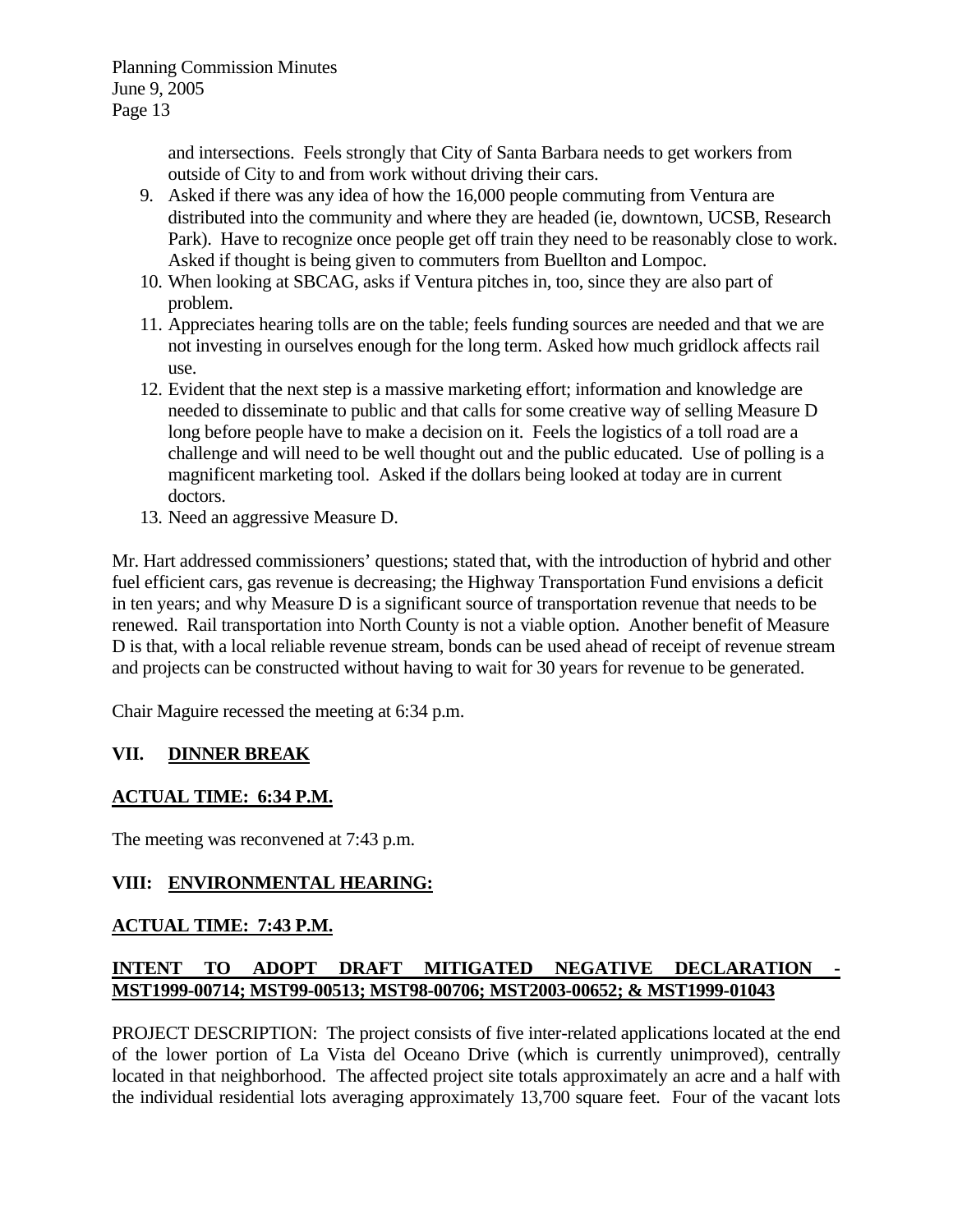and intersections. Feels strongly that City of Santa Barbara needs to get workers from outside of City to and from work without driving their cars.

9. Asked if there was any idea of how the 16,000 people commuting from Ventura are distributed into the community and where they are headed (ie, downtown, UCSB, Research Park). Have to recognize once people get off train they need to be reasonably close to work. Asked if thought is being given to commuters from Buellton and Lompoc.
10. When looking at SBCAG, asks if Ventura pitches in, too, since they are also part of problem.
11. Appreciates hearing tolls are on the table; feels funding sources are needed and that we are not investing in ourselves enough for the long term. Asked how much gridlock affects rail use.
12. Evident that the next step is a massive marketing effort; information and knowledge are needed to disseminate to public and that calls for some creative way of selling Measure D long before people have to make a decision on it. Feels the logistics of a toll road are a challenge and will need to be well thought out and the public educated. Use of polling is a magnificent marketing tool. Asked if the dollars being looked at today are in current doctors.
13. Need an aggressive Measure D.

Mr. Hart addressed commissioners' questions; stated that, with the introduction of hybrid and other fuel efficient cars, gas revenue is decreasing; the Highway Transportation Fund envisions a deficit in ten years; and why Measure D is a significant source of transportation revenue that needs to be renewed. Rail transportation into North County is not a viable option. Another benefit of Measure D is that, with a local reliable revenue stream, bonds can be used ahead of receipt of revenue stream and projects can be constructed without having to wait for 30 years for revenue to be generated.

Chair Maguire recessed the meeting at 6:34 p.m.

## VII. DINNER BREAK

**ACTUAL TIME: 6:34 P.M.**

The meeting was reconvened at 7:43 p.m.

## VIII: ENVIRONMENTAL HEARING:

**ACTUAL TIME: 7:43 P.M.**

**INTENT TO ADOPT DRAFT MITIGATED NEGATIVE DECLARATION - MST1999-00714; MST99-00513; MST98-00706; MST2003-00652; & MST1999-01043**

PROJECT DESCRIPTION: The project consists of five inter-related applications located at the end of the lower portion of La Vista del Oceano Drive (which is currently unimproved), centrally located in that neighborhood. The affected project site totals approximately an acre and a half with the individual residential lots averaging approximately 13,700 square feet. Four of the vacant lots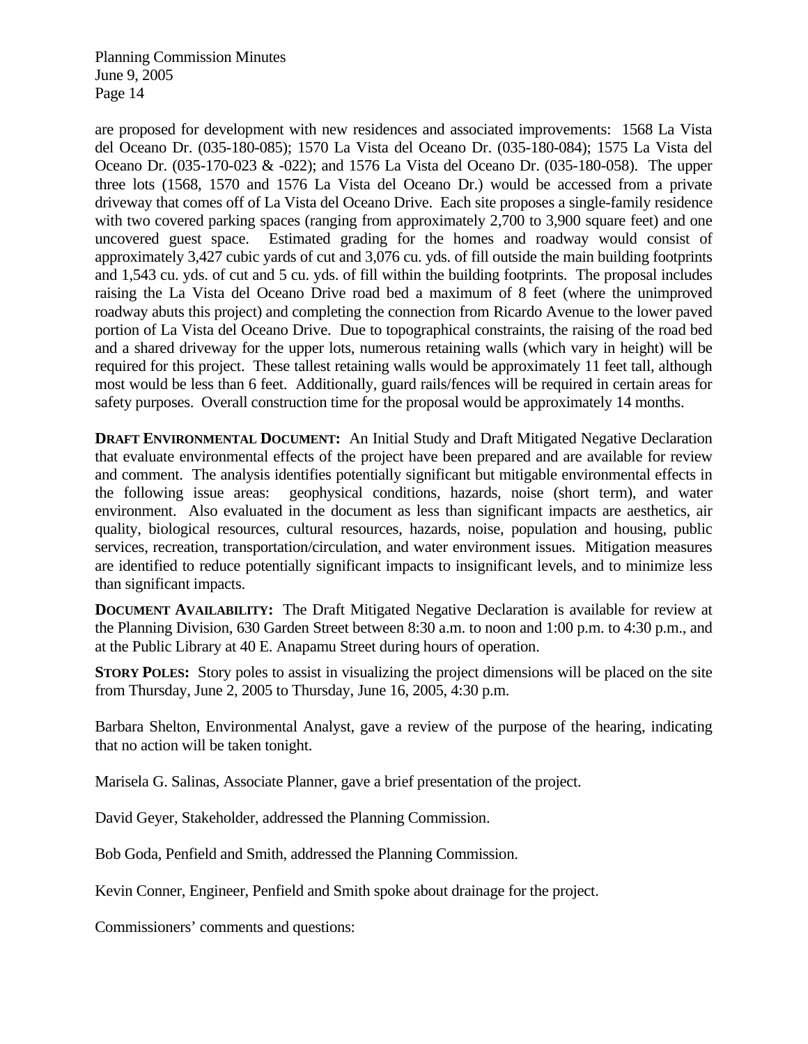are proposed for development with new residences and associated improvements: 1568 La Vista del Oceano Dr. (035-180-085); 1570 La Vista del Oceano Dr. (035-180-084); 1575 La Vista del Oceano Dr. (035-170-023 & -022); and 1576 La Vista del Oceano Dr. (035-180-058). The upper three lots (1568, 1570 and 1576 La Vista del Oceano Dr.) would be accessed from a private driveway that comes off of La Vista del Oceano Drive. Each site proposes a single-family residence with two covered parking spaces (ranging from approximately 2,700 to 3,900 square feet) and one uncovered guest space. Estimated grading for the homes and roadway would consist of approximately 3,427 cubic yards of cut and 3,076 cu. yds. of fill outside the main building footprints and 1,543 cu. yds. of cut and 5 cu. yds. of fill within the building footprints. The proposal includes raising the La Vista del Oceano Drive road bed a maximum of 8 feet (where the unimproved roadway abuts this project) and completing the connection from Ricardo Avenue to the lower paved portion of La Vista del Oceano Drive. Due to topographical constraints, the raising of the road bed and a shared driveway for the upper lots, numerous retaining walls (which vary in height) will be required for this project. These tallest retaining walls would be approximately 11 feet tall, although most would be less than 6 feet. Additionally, guard rails/fences will be required in certain areas for safety purposes. Overall construction time for the proposal would be approximately 14 months.

**DRAFT ENVIRONMENTAL DOCUMENT:** An Initial Study and Draft Mitigated Negative Declaration that evaluate environmental effects of the project have been prepared and are available for review and comment. The analysis identifies potentially significant but mitigable environmental effects in the following issue areas: geophysical conditions, hazards, noise (short term), and water environment. Also evaluated in the document as less than significant impacts are aesthetics, air quality, biological resources, cultural resources, hazards, noise, population and housing, public services, recreation, transportation/circulation, and water environment issues. Mitigation measures are identified to reduce potentially significant impacts to insignificant levels, and to minimize less than significant impacts.

**DOCUMENT AVAILABILITY:** The Draft Mitigated Negative Declaration is available for review at the Planning Division, 630 Garden Street between 8:30 a.m. to noon and 1:00 p.m. to 4:30 p.m., and at the Public Library at 40 E. Anapamu Street during hours of operation.

**STORY POLES:** Story poles to assist in visualizing the project dimensions will be placed on the site from Thursday, June 2, 2005 to Thursday, June 16, 2005, 4:30 p.m.

Barbara Shelton, Environmental Analyst, gave a review of the purpose of the hearing, indicating that no action will be taken tonight.

Marisela G. Salinas, Associate Planner, gave a brief presentation of the project.

David Geyer, Stakeholder, addressed the Planning Commission.

Bob Goda, Penfield and Smith, addressed the Planning Commission.

Kevin Conner, Engineer, Penfield and Smith spoke about drainage for the project.

Commissioners' comments and questions: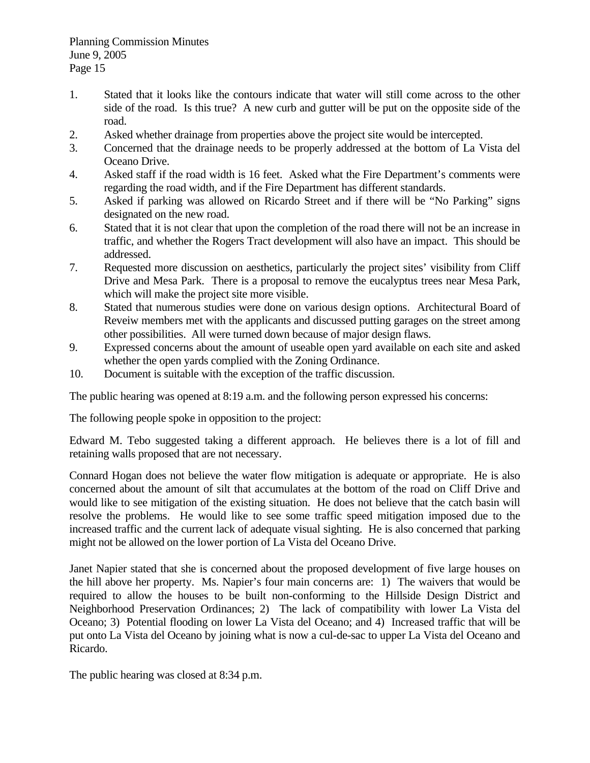1. Stated that it looks like the contours indicate that water will still come across to the other side of the road. Is this true? A new curb and gutter will be put on the opposite side of the road.
2. Asked whether drainage from properties above the project site would be intercepted.
3. Concerned that the drainage needs to be properly addressed at the bottom of La Vista del Oceano Drive.
4. Asked staff if the road width is 16 feet. Asked what the Fire Department's comments were regarding the road width, and if the Fire Department has different standards.
5. Asked if parking was allowed on Ricardo Street and if there will be "No Parking" signs designated on the new road.
6. Stated that it is not clear that upon the completion of the road there will not be an increase in traffic, and whether the Rogers Tract development will also have an impact. This should be addressed.
7. Requested more discussion on aesthetics, particularly the project sites' visibility from Cliff Drive and Mesa Park. There is a proposal to remove the eucalyptus trees near Mesa Park, which will make the project site more visible.
8. Stated that numerous studies were done on various design options. Architectural Board of Reveiw members met with the applicants and discussed putting garages on the street among other possibilities. All were turned down because of major design flaws.
9. Expressed concerns about the amount of useable open yard available on each site and asked whether the open yards complied with the Zoning Ordinance.
10. Document is suitable with the exception of the traffic discussion.

The public hearing was opened at 8:19 a.m. and the following person expressed his concerns:

The following people spoke in opposition to the project:

Edward M. Tebo suggested taking a different approach. He believes there is a lot of fill and retaining walls proposed that are not necessary.

Connard Hogan does not believe the water flow mitigation is adequate or appropriate. He is also concerned about the amount of silt that accumulates at the bottom of the road on Cliff Drive and would like to see mitigation of the existing situation. He does not believe that the catch basin will resolve the problems. He would like to see some traffic speed mitigation imposed due to the increased traffic and the current lack of adequate visual sighting. He is also concerned that parking might not be allowed on the lower portion of La Vista del Oceano Drive.

Janet Napier stated that she is concerned about the proposed development of five large houses on the hill above her property. Ms. Napier's four main concerns are: 1) The waivers that would be required to allow the houses to be built non-conforming to the Hillside Design District and Neighborhood Preservation Ordinances; 2) The lack of compatibility with lower La Vista del Oceano; 3) Potential flooding on lower La Vista del Oceano; and 4) Increased traffic that will be put onto La Vista del Oceano by joining what is now a cul-de-sac to upper La Vista del Oceano and Ricardo.

The public hearing was closed at 8:34 p.m.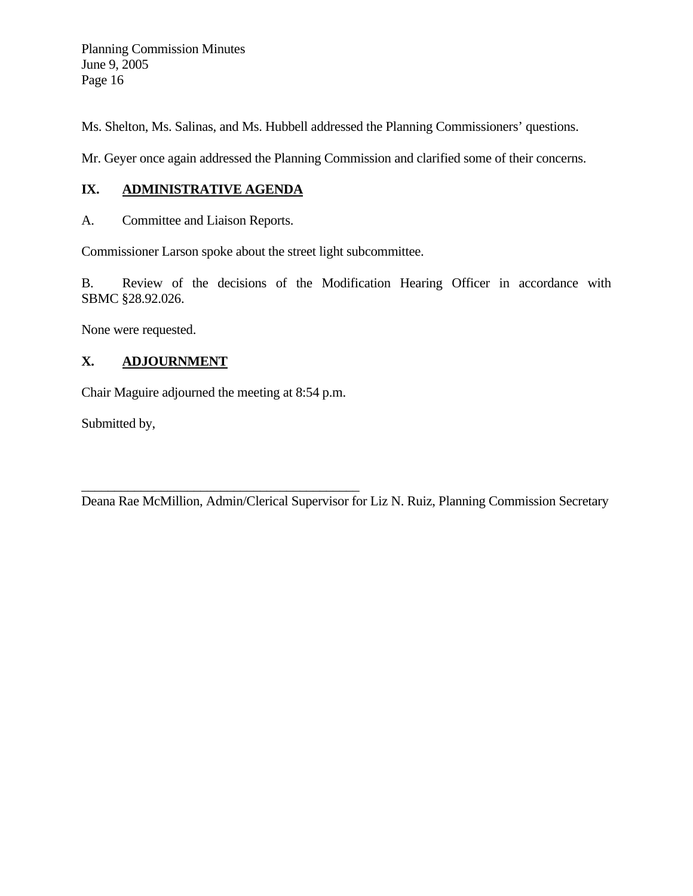Ms. Shelton, Ms. Salinas, and Ms. Hubbell addressed the Planning Commissioners' questions.

Mr. Geyer once again addressed the Planning Commission and clarified some of their concerns.

## IX. ADMINISTRATIVE AGENDA

A. Committee and Liaison Reports.

Commissioner Larson spoke about the street light subcommittee.

B. Review of the decisions of the Modification Hearing Officer in accordance with SBMC §28.92.026.

None were requested.

## X. ADJOURNMENT

Chair Maguire adjourned the meeting at 8:54 p.m.

Submitted by,

\_\_\_\_\_\_\_\_\_\_\_\_\_\_\_\_\_\_\_\_\_\_\_\_\_\_\_\_\_\_\_\_\_\_\_\_\_\_\_\_

Deana Rae McMillion, Admin/Clerical Supervisor for Liz N. Ruiz, Planning Commission Secretary